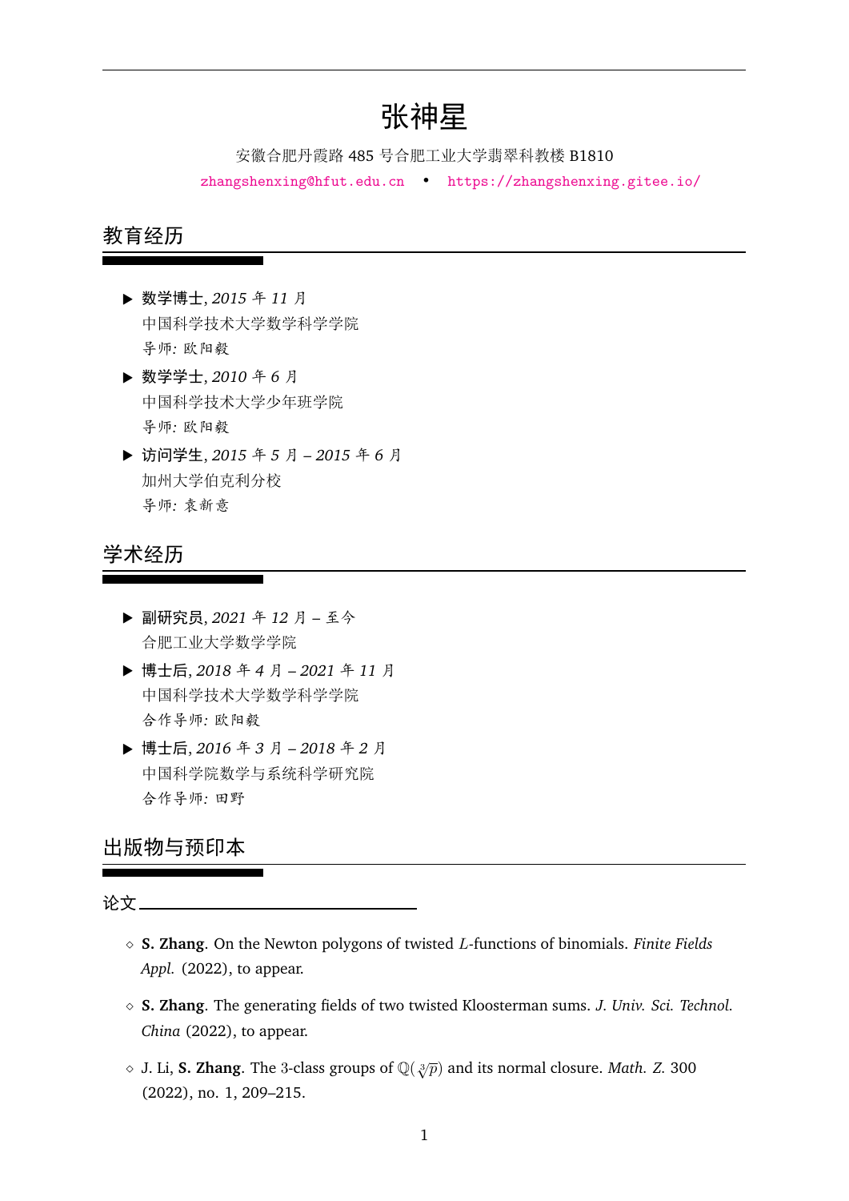# 张神星

安徽合肥丹霞路 485 号合肥工业大学翡翠科教楼 B1810

zhangshenxing@hfut.edu.cn • https://zhangshenxing.gitee.io/

## 教育经历

- **数学博士**, *2015 年 11 月*
  中国科学技术大学数学科学学院
  导师: 欧阳毅
- **数学学士**, *2010 年 6 月*
  中国科学技术大学少年班学院
  导师: 欧阳毅
- **访问学生**, *2015 年 5 月 – 2015 年 6 月*
  加州大学伯克利分校
  导师: 袁新意

## 学术经历

- **副研究员**, *2021 年 12 月 – 至今*
  合肥工业大学数学学院
- **博士后**, *2018 年 4 月 – 2021 年 11 月*
  中国科学技术大学数学科学学院
  合作导师: 欧阳毅
- **博士后**, *2016 年 3 月 – 2018 年 2 月*
  中国科学院数学与系统科学研究院
  合作导师: 田野

## 出版物与预印本

### 论文

- **S. Zhang**. On the Newton polygons of twisted $L$-functions of binomials. *Finite Fields Appl.* (2022), to appear.
- **S. Zhang**. The generating fields of two twisted Kloosterman sums. *J. Univ. Sci. Technol. China* (2022), to appear.
- J. Li, **S. Zhang**. The 3-class groups of $\mathbb{Q}(\sqrt[3]{p})$ and its normal closure. *Math. Z.* 300 (2022), no. 1, 209–215.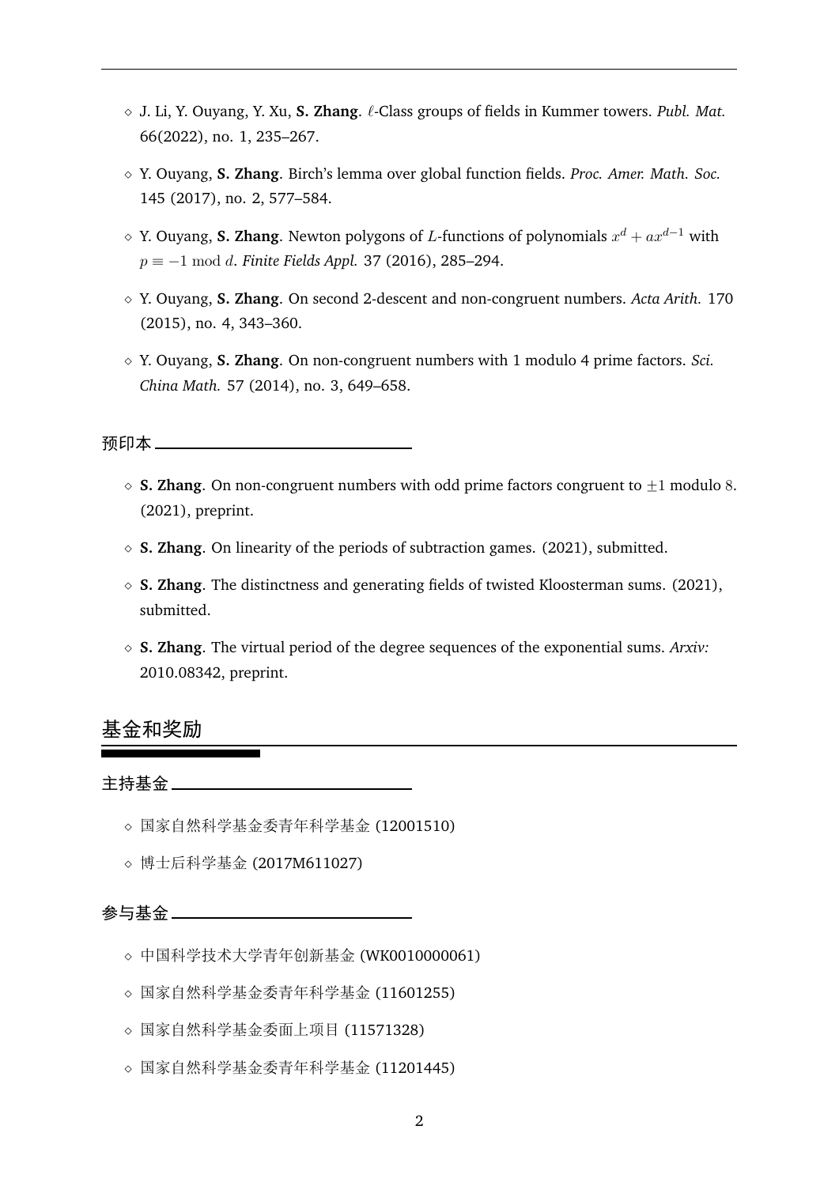- J. Li, Y. Ouyang, Y. Xu, **S. Zhang**. $\ell$-Class groups of fields in Kummer towers. *Publ. Mat.* 66(2022), no. 1, 235–267.
- Y. Ouyang, **S. Zhang**. Birch's lemma over global function fields. *Proc. Amer. Math. Soc.* 145 (2017), no. 2, 577–584.
- Y. Ouyang, **S. Zhang**. Newton polygons of $L$-functions of polynomials $x^d + ax^{d-1}$ with $p \equiv -1 \bmod d$. *Finite Fields Appl.* 37 (2016), 285–294.
- Y. Ouyang, **S. Zhang**. On second 2-descent and non-congruent numbers. *Acta Arith.* 170 (2015), no. 4, 343–360.
- Y. Ouyang, **S. Zhang**. On non-congruent numbers with 1 modulo 4 prime factors. *Sci. China Math.* 57 (2014), no. 3, 649–658.

### 预印本

- **S. Zhang**. On non-congruent numbers with odd prime factors congruent to $\pm 1$ modulo $8$. (2021), preprint.
- **S. Zhang**. On linearity of the periods of subtraction games. (2021), submitted.
- **S. Zhang**. The distinctness and generating fields of twisted Kloosterman sums. (2021), submitted.
- **S. Zhang**. The virtual period of the degree sequences of the exponential sums. *Arxiv:* 2010.08342, preprint.

## 基金和奖励

### 主持基金

- 国家自然科学基金委青年科学基金 (12001510)
- 博士后科学基金 (2017M611027)

### 参与基金

- 中国科学技术大学青年创新基金 (WK0010000061)
- 国家自然科学基金委青年科学基金 (11601255)
- 国家自然科学基金委面上项目 (11571328)
- 国家自然科学基金委青年科学基金 (11201445)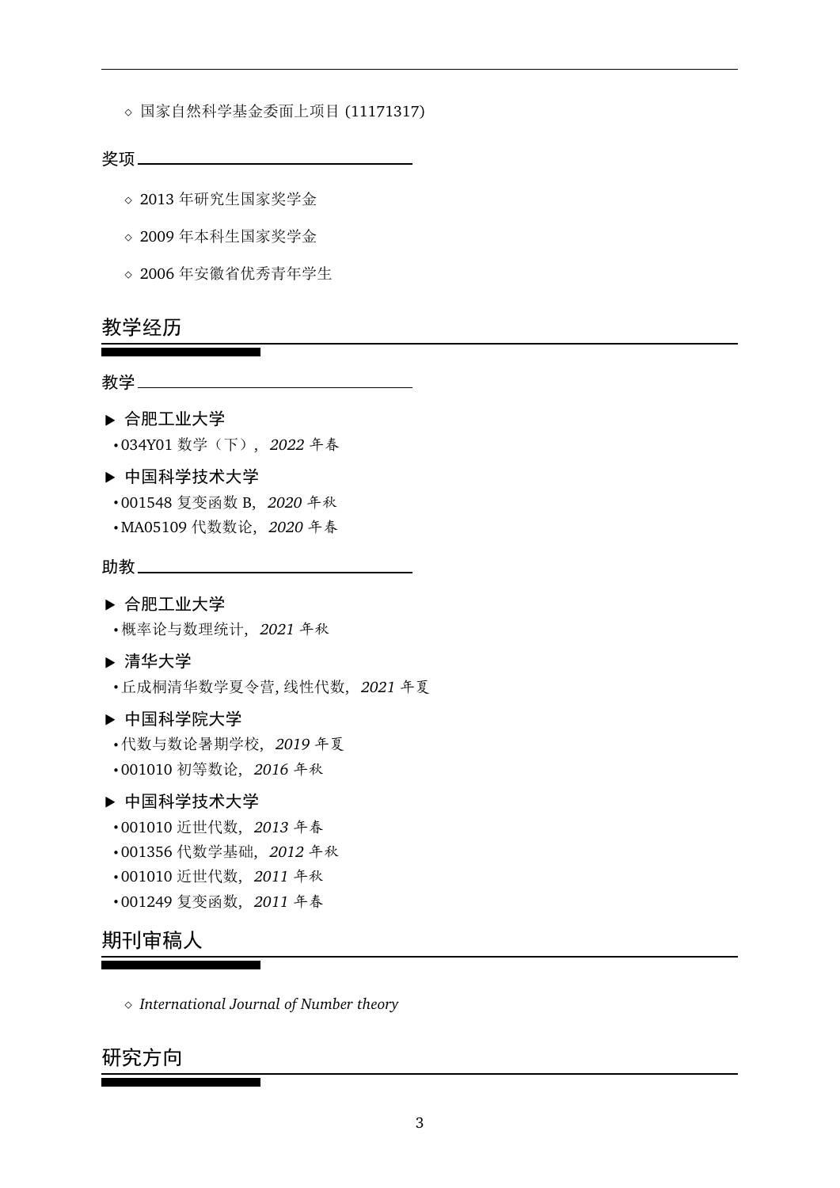- ◇ 国家自然科学基金委面上项目 (11171317)

### 奖项

- ◇ 2013 年研究生国家奖学金
- ◇ 2009 年本科生国家奖学金
- ◇ 2006 年安徽省优秀青年学生

## 教学经历

### 教学

▶ **合肥工业大学**

- 034Y01 数学（下），*2022* 年春

▶ **中国科学技术大学**

- 001548 复变函数 B，*2020* 年秋
- MA05109 代数数论，*2020* 年春

### 助教

▶ **合肥工业大学**

- 概率论与数理统计，*2021* 年秋

▶ **清华大学**

- 丘成桐清华数学夏令营, 线性代数，*2021* 年夏

▶ **中国科学院大学**

- 代数与数论暑期学校，*2019* 年夏
- 001010 初等数论，*2016* 年秋

▶ **中国科学技术大学**

- 001010 近世代数，*2013* 年春
- 001356 代数学基础，*2012* 年秋
- 001010 近世代数，*2011* 年秋
- 001249 复变函数，*2011* 年春

## 期刊审稿人

- ◇ *International Journal of Number theory*

## 研究方向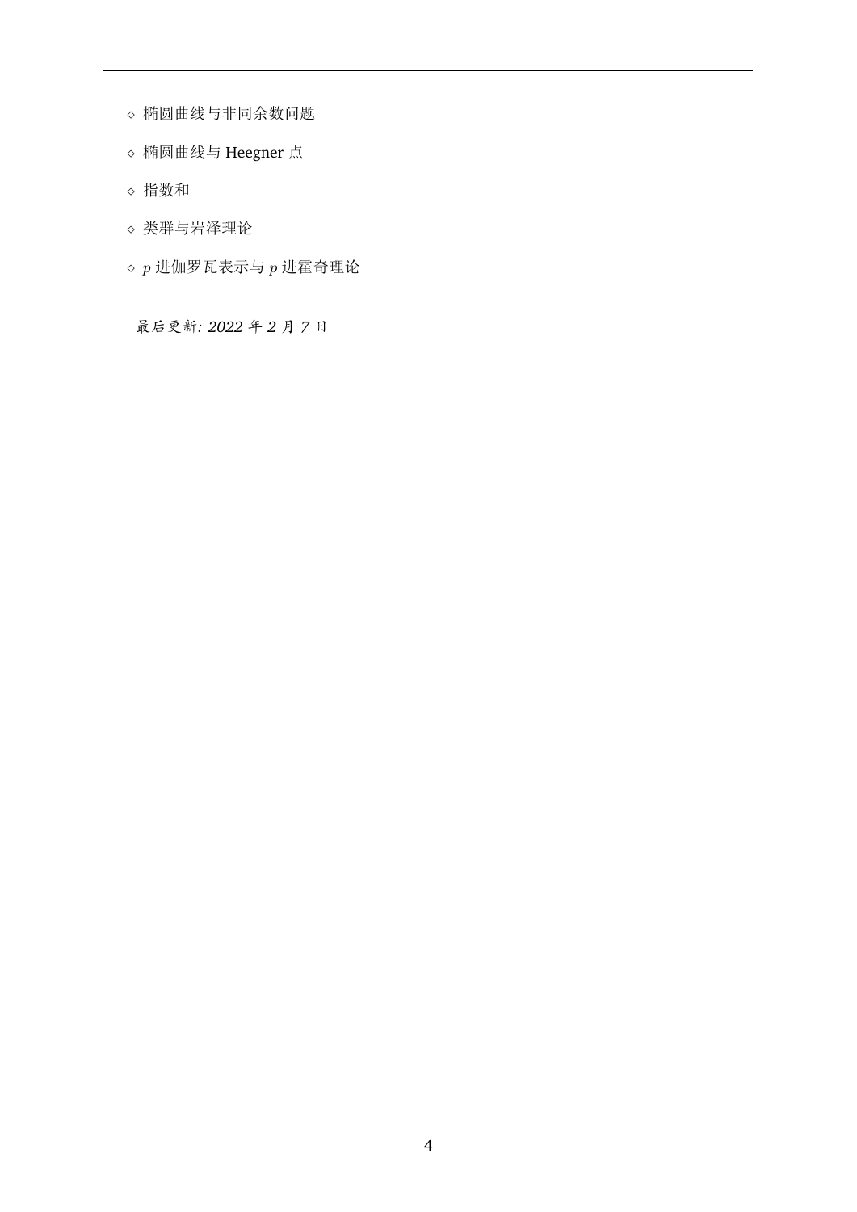- 椭圆曲线与非同余数问题
- 椭圆曲线与 Heegner 点
- 指数和
- 类群与岩泽理论
- $p$ 进伽罗瓦表示与 $p$ 进霍奇理论

*最后更新: 2022 年 2 月 7 日*